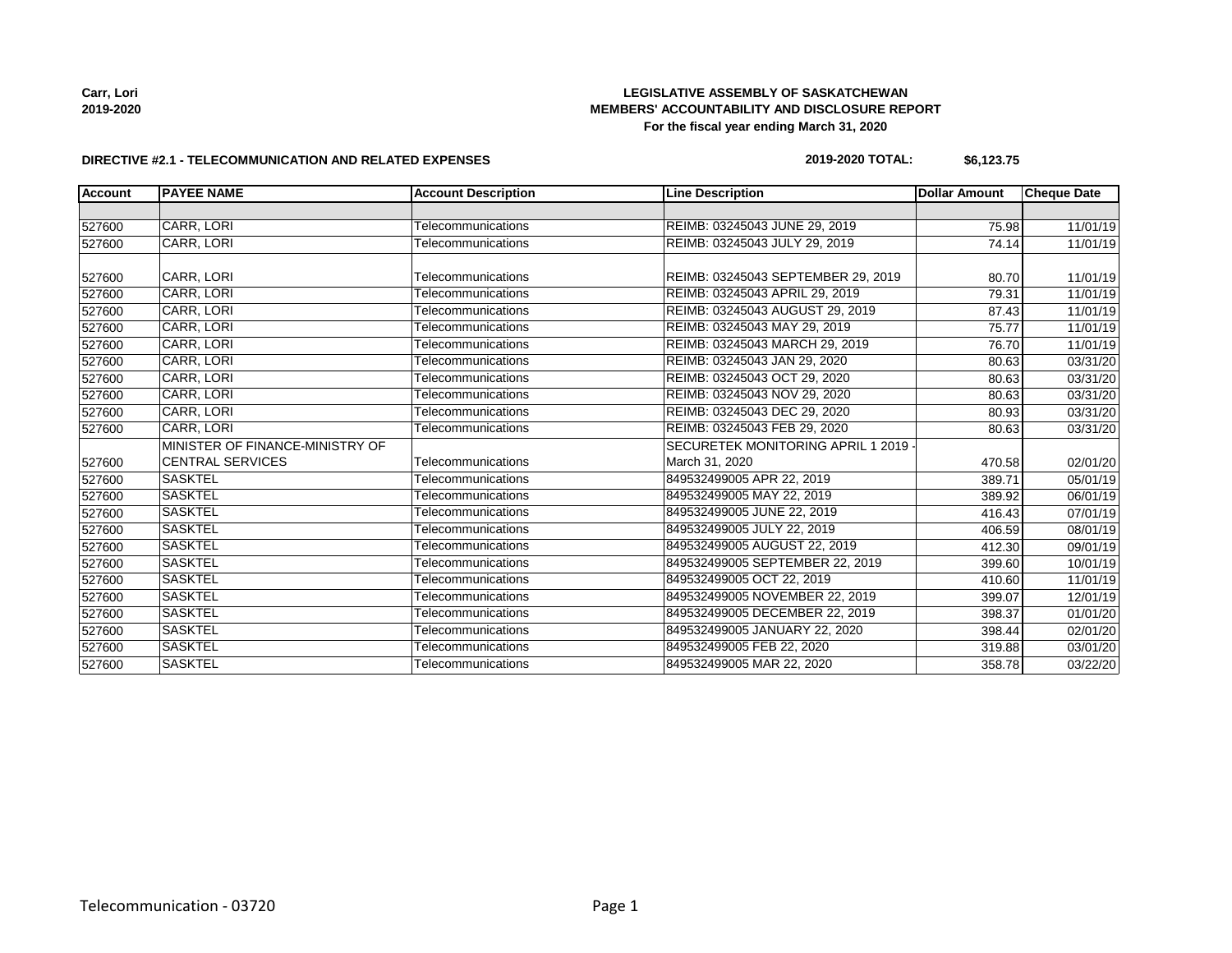**Carr, Lori**
**2019-2020**

**LEGISLATIVE ASSEMBLY OF SASKATCHEWAN**
**MEMBERS' ACCOUNTABILITY AND DISCLOSURE REPORT**
**For the fiscal year ending March 31, 2020**

**DIRECTIVE #2.1 - TELECOMMUNICATION AND RELATED EXPENSES** **2019-2020 TOTAL: $6,123.75**

| Account | PAYEE NAME | Account Description | Line Description | Dollar Amount | Cheque Date |
|---|---|---|---|---|---|
| | | | | | |
| 527600 | CARR, LORI | Telecommunications | REIMB: 03245043 JUNE 29, 2019 | 75.98 | 11/01/19 |
| 527600 | CARR, LORI | Telecommunications | REIMB: 03245043 JULY 29, 2019 | 74.14 | 11/01/19 |
| 527600 | CARR, LORI | Telecommunications | REIMB: 03245043 SEPTEMBER 29, 2019 | 80.70 | 11/01/19 |
| 527600 | CARR, LORI | Telecommunications | REIMB: 03245043 APRIL 29, 2019 | 79.31 | 11/01/19 |
| 527600 | CARR, LORI | Telecommunications | REIMB: 03245043 AUGUST 29, 2019 | 87.43 | 11/01/19 |
| 527600 | CARR, LORI | Telecommunications | REIMB: 03245043 MAY 29, 2019 | 75.77 | 11/01/19 |
| 527600 | CARR, LORI | Telecommunications | REIMB: 03245043 MARCH 29, 2019 | 76.70 | 11/01/19 |
| 527600 | CARR, LORI | Telecommunications | REIMB: 03245043 JAN 29, 2020 | 80.63 | 03/31/20 |
| 527600 | CARR, LORI | Telecommunications | REIMB: 03245043 OCT 29, 2020 | 80.63 | 03/31/20 |
| 527600 | CARR, LORI | Telecommunications | REIMB: 03245043 NOV 29, 2020 | 80.63 | 03/31/20 |
| 527600 | CARR, LORI | Telecommunications | REIMB: 03245043 DEC 29, 2020 | 80.93 | 03/31/20 |
| 527600 | CARR, LORI | Telecommunications | REIMB: 03245043 FEB 29, 2020 | 80.63 | 03/31/20 |
| 527600 | MINISTER OF FINANCE-MINISTRY OF CENTRAL SERVICES | Telecommunications | SECURETEK MONITORING APRIL 1 2019 - March 31, 2020 | 470.58 | 02/01/20 |
| 527600 | SASKTEL | Telecommunications | 849532499005 APR 22, 2019 | 389.71 | 05/01/19 |
| 527600 | SASKTEL | Telecommunications | 849532499005 MAY 22, 2019 | 389.92 | 06/01/19 |
| 527600 | SASKTEL | Telecommunications | 849532499005 JUNE 22, 2019 | 416.43 | 07/01/19 |
| 527600 | SASKTEL | Telecommunications | 849532499005 JULY 22, 2019 | 406.59 | 08/01/19 |
| 527600 | SASKTEL | Telecommunications | 849532499005 AUGUST 22, 2019 | 412.30 | 09/01/19 |
| 527600 | SASKTEL | Telecommunications | 849532499005 SEPTEMBER 22, 2019 | 399.60 | 10/01/19 |
| 527600 | SASKTEL | Telecommunications | 849532499005 OCT 22, 2019 | 410.60 | 11/01/19 |
| 527600 | SASKTEL | Telecommunications | 849532499005 NOVEMBER 22, 2019 | 399.07 | 12/01/19 |
| 527600 | SASKTEL | Telecommunications | 849532499005 DECEMBER 22, 2019 | 398.37 | 01/01/20 |
| 527600 | SASKTEL | Telecommunications | 849532499005 JANUARY 22, 2020 | 398.44 | 02/01/20 |
| 527600 | SASKTEL | Telecommunications | 849532499005 FEB 22, 2020 | 319.88 | 03/01/20 |
| 527600 | SASKTEL | Telecommunications | 849532499005 MAR 22, 2020 | 358.78 | 03/22/20 |

Telecommunication - 03720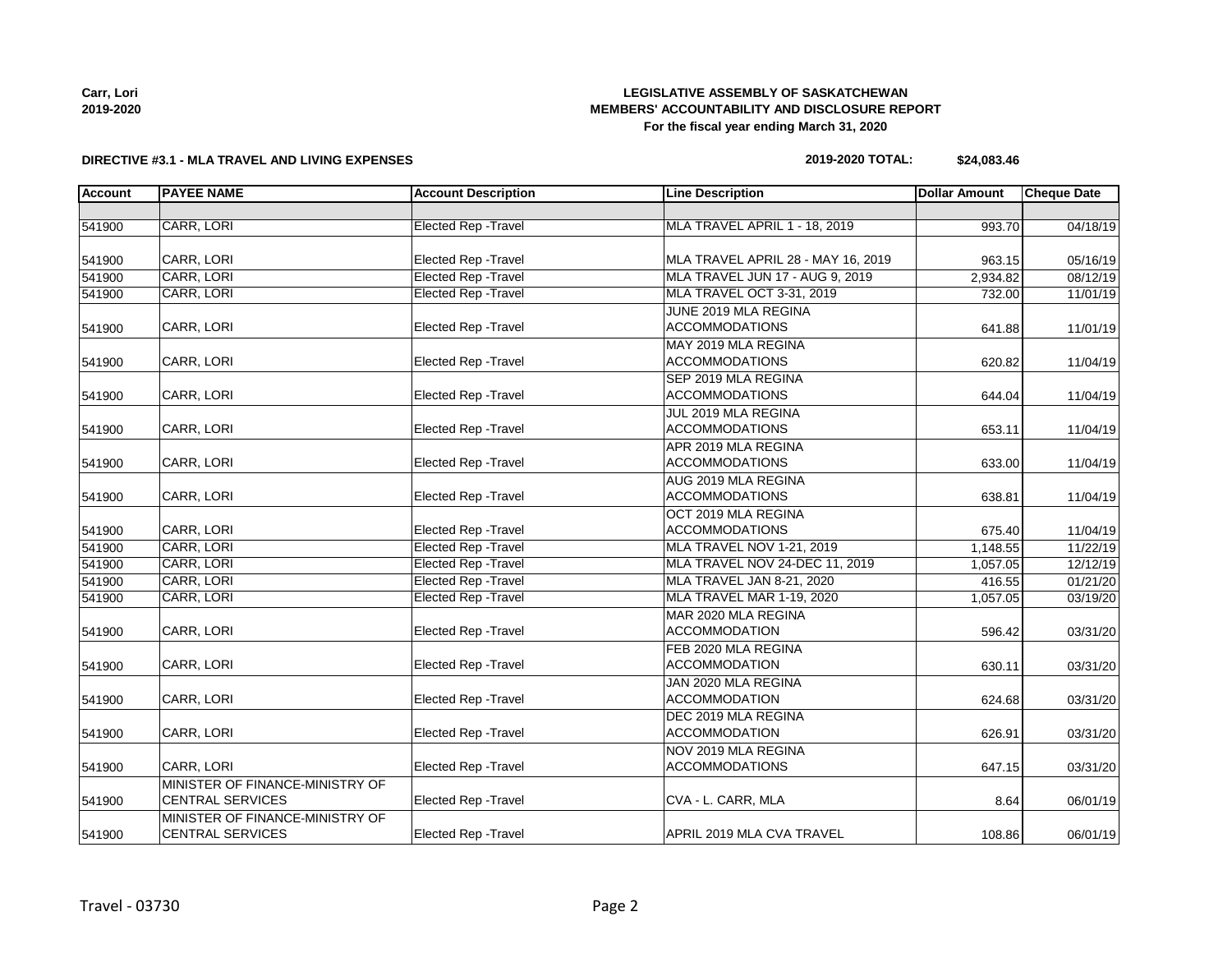**Carr, Lori**
**2019-2020**

**LEGISLATIVE ASSEMBLY OF SASKATCHEWAN**
**MEMBERS' ACCOUNTABILITY AND DISCLOSURE REPORT**
**For the fiscal year ending March 31, 2020**

**DIRECTIVE #3.1 - MLA TRAVEL AND LIVING EXPENSES**

**2019-2020 TOTAL: $24,083.46**

| Account | PAYEE NAME | Account Description | Line Description | Dollar Amount | Cheque Date |
|---|---|---|---|---|---|
| | | | | | |
| 541900 | CARR, LORI | Elected Rep -Travel | MLA TRAVEL APRIL 1 - 18, 2019 | 993.70 | 04/18/19 |
| 541900 | CARR, LORI | Elected Rep -Travel | MLA TRAVEL APRIL 28 - MAY 16, 2019 | 963.15 | 05/16/19 |
| 541900 | CARR, LORI | Elected Rep -Travel | MLA TRAVEL JUN 17 - AUG 9, 2019 | 2,934.82 | 08/12/19 |
| 541900 | CARR, LORI | Elected Rep -Travel | MLA TRAVEL OCT 3-31, 2019 | 732.00 | 11/01/19 |
| 541900 | CARR, LORI | Elected Rep -Travel | JUNE 2019 MLA REGINA ACCOMMODATIONS | 641.88 | 11/01/19 |
| 541900 | CARR, LORI | Elected Rep -Travel | MAY 2019 MLA REGINA ACCOMMODATIONS | 620.82 | 11/04/19 |
| 541900 | CARR, LORI | Elected Rep -Travel | SEP 2019 MLA REGINA ACCOMMODATIONS | 644.04 | 11/04/19 |
| 541900 | CARR, LORI | Elected Rep -Travel | JUL 2019 MLA REGINA ACCOMMODATIONS | 653.11 | 11/04/19 |
| 541900 | CARR, LORI | Elected Rep -Travel | APR 2019 MLA REGINA ACCOMMODATIONS | 633.00 | 11/04/19 |
| 541900 | CARR, LORI | Elected Rep -Travel | AUG 2019 MLA REGINA ACCOMMODATIONS | 638.81 | 11/04/19 |
| 541900 | CARR, LORI | Elected Rep -Travel | OCT 2019 MLA REGINA ACCOMMODATIONS | 675.40 | 11/04/19 |
| 541900 | CARR, LORI | Elected Rep -Travel | MLA TRAVEL NOV 1-21, 2019 | 1,148.55 | 11/22/19 |
| 541900 | CARR, LORI | Elected Rep -Travel | MLA TRAVEL NOV 24-DEC 11, 2019 | 1,057.05 | 12/12/19 |
| 541900 | CARR, LORI | Elected Rep -Travel | MLA TRAVEL JAN 8-21, 2020 | 416.55 | 01/21/20 |
| 541900 | CARR, LORI | Elected Rep -Travel | MLA TRAVEL MAR 1-19, 2020 | 1,057.05 | 03/19/20 |
| 541900 | CARR, LORI | Elected Rep -Travel | MAR 2020 MLA REGINA ACCOMMODATION | 596.42 | 03/31/20 |
| 541900 | CARR, LORI | Elected Rep -Travel | FEB 2020 MLA REGINA ACCOMMODATION | 630.11 | 03/31/20 |
| 541900 | CARR, LORI | Elected Rep -Travel | JAN 2020 MLA REGINA ACCOMMODATION | 624.68 | 03/31/20 |
| 541900 | CARR, LORI | Elected Rep -Travel | DEC 2019 MLA REGINA ACCOMMODATION | 626.91 | 03/31/20 |
| 541900 | CARR, LORI | Elected Rep -Travel | NOV 2019 MLA REGINA ACCOMMODATIONS | 647.15 | 03/31/20 |
| 541900 | MINISTER OF FINANCE-MINISTRY OF CENTRAL SERVICES | Elected Rep -Travel | CVA - L. CARR, MLA | 8.64 | 06/01/19 |
| 541900 | MINISTER OF FINANCE-MINISTRY OF CENTRAL SERVICES | Elected Rep -Travel | APRIL 2019 MLA CVA TRAVEL | 108.86 | 06/01/19 |

Travel - 03730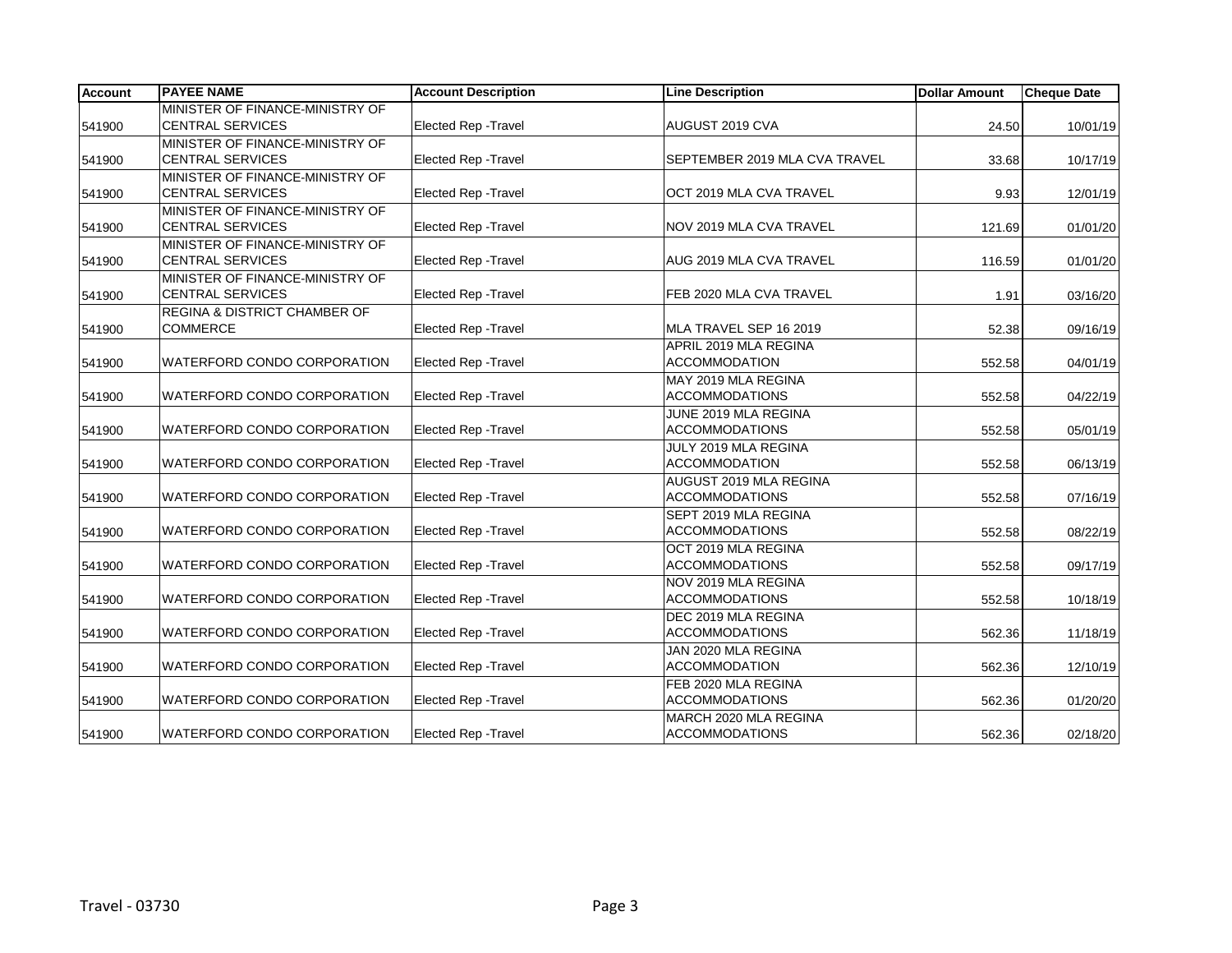| Account | PAYEE NAME | Account Description | Line Description | Dollar Amount | Cheque Date |
|---|---|---|---|---|---|
| 541900 | MINISTER OF FINANCE-MINISTRY OF CENTRAL SERVICES | Elected Rep -Travel | AUGUST 2019 CVA | 24.50 | 10/01/19 |
| 541900 | MINISTER OF FINANCE-MINISTRY OF CENTRAL SERVICES | Elected Rep -Travel | SEPTEMBER 2019 MLA CVA TRAVEL | 33.68 | 10/17/19 |
| 541900 | MINISTER OF FINANCE-MINISTRY OF CENTRAL SERVICES | Elected Rep -Travel | OCT 2019 MLA CVA TRAVEL | 9.93 | 12/01/19 |
| 541900 | MINISTER OF FINANCE-MINISTRY OF CENTRAL SERVICES | Elected Rep -Travel | NOV 2019 MLA CVA TRAVEL | 121.69 | 01/01/20 |
| 541900 | MINISTER OF FINANCE-MINISTRY OF CENTRAL SERVICES | Elected Rep -Travel | AUG 2019 MLA CVA TRAVEL | 116.59 | 01/01/20 |
| 541900 | MINISTER OF FINANCE-MINISTRY OF CENTRAL SERVICES | Elected Rep -Travel | FEB 2020 MLA CVA TRAVEL | 1.91 | 03/16/20 |
| 541900 | REGINA & DISTRICT CHAMBER OF COMMERCE | Elected Rep -Travel | MLA TRAVEL SEP 16 2019 | 52.38 | 09/16/19 |
| 541900 | WATERFORD CONDO CORPORATION | Elected Rep -Travel | APRIL 2019 MLA REGINA ACCOMMODATION | 552.58 | 04/01/19 |
| 541900 | WATERFORD CONDO CORPORATION | Elected Rep -Travel | MAY 2019 MLA REGINA ACCOMMODATIONS | 552.58 | 04/22/19 |
| 541900 | WATERFORD CONDO CORPORATION | Elected Rep -Travel | JUNE 2019 MLA REGINA ACCOMMODATIONS | 552.58 | 05/01/19 |
| 541900 | WATERFORD CONDO CORPORATION | Elected Rep -Travel | JULY 2019 MLA REGINA ACCOMMODATION | 552.58 | 06/13/19 |
| 541900 | WATERFORD CONDO CORPORATION | Elected Rep -Travel | AUGUST 2019 MLA REGINA ACCOMMODATIONS | 552.58 | 07/16/19 |
| 541900 | WATERFORD CONDO CORPORATION | Elected Rep -Travel | SEPT 2019 MLA REGINA ACCOMMODATIONS | 552.58 | 08/22/19 |
| 541900 | WATERFORD CONDO CORPORATION | Elected Rep -Travel | OCT 2019 MLA REGINA ACCOMMODATIONS | 552.58 | 09/17/19 |
| 541900 | WATERFORD CONDO CORPORATION | Elected Rep -Travel | NOV 2019 MLA REGINA ACCOMMODATIONS | 552.58 | 10/18/19 |
| 541900 | WATERFORD CONDO CORPORATION | Elected Rep -Travel | DEC 2019 MLA REGINA ACCOMMODATIONS | 562.36 | 11/18/19 |
| 541900 | WATERFORD CONDO CORPORATION | Elected Rep -Travel | JAN 2020 MLA REGINA ACCOMMODATION | 562.36 | 12/10/19 |
| 541900 | WATERFORD CONDO CORPORATION | Elected Rep -Travel | FEB 2020 MLA REGINA ACCOMMODATIONS | 562.36 | 01/20/20 |
| 541900 | WATERFORD CONDO CORPORATION | Elected Rep -Travel | MARCH 2020 MLA REGINA ACCOMMODATIONS | 562.36 | 02/18/20 |

Travel - 03730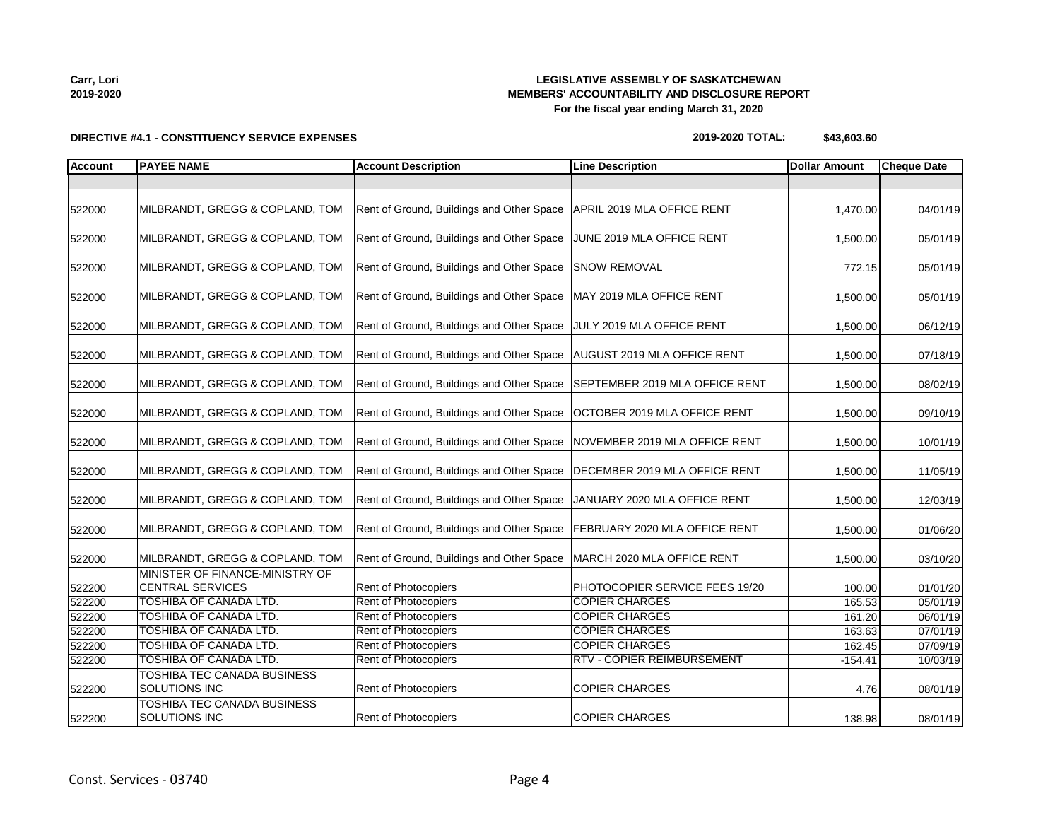**LEGISLATIVE ASSEMBLY OF SASKATCHEWAN**
**MEMBERS' ACCOUNTABILITY AND DISCLOSURE REPORT**
**For the fiscal year ending March 31, 2020**

**Carr, Lori**
**2019-2020**

**DIRECTIVE #4.1 - CONSTITUENCY SERVICE EXPENSES**

**2019-2020 TOTAL: $43,603.60**

| Account | PAYEE NAME | Account Description | Line Description | Dollar Amount | Cheque Date |
|---|---|---|---|---|---|
| | | | | | |
| 522000 | MILBRANDT, GREGG & COPLAND, TOM | Rent of Ground, Buildings and Other Space | APRIL 2019 MLA OFFICE RENT | 1,470.00 | 04/01/19 |
| 522000 | MILBRANDT, GREGG & COPLAND, TOM | Rent of Ground, Buildings and Other Space | JUNE 2019 MLA OFFICE RENT | 1,500.00 | 05/01/19 |
| 522000 | MILBRANDT, GREGG & COPLAND, TOM | Rent of Ground, Buildings and Other Space | SNOW REMOVAL | 772.15 | 05/01/19 |
| 522000 | MILBRANDT, GREGG & COPLAND, TOM | Rent of Ground, Buildings and Other Space | MAY 2019 MLA OFFICE RENT | 1,500.00 | 05/01/19 |
| 522000 | MILBRANDT, GREGG & COPLAND, TOM | Rent of Ground, Buildings and Other Space | JULY 2019 MLA OFFICE RENT | 1,500.00 | 06/12/19 |
| 522000 | MILBRANDT, GREGG & COPLAND, TOM | Rent of Ground, Buildings and Other Space | AUGUST 2019 MLA OFFICE RENT | 1,500.00 | 07/18/19 |
| 522000 | MILBRANDT, GREGG & COPLAND, TOM | Rent of Ground, Buildings and Other Space | SEPTEMBER 2019 MLA OFFICE RENT | 1,500.00 | 08/02/19 |
| 522000 | MILBRANDT, GREGG & COPLAND, TOM | Rent of Ground, Buildings and Other Space | OCTOBER 2019 MLA OFFICE RENT | 1,500.00 | 09/10/19 |
| 522000 | MILBRANDT, GREGG & COPLAND, TOM | Rent of Ground, Buildings and Other Space | NOVEMBER 2019 MLA OFFICE RENT | 1,500.00 | 10/01/19 |
| 522000 | MILBRANDT, GREGG & COPLAND, TOM | Rent of Ground, Buildings and Other Space | DECEMBER 2019 MLA OFFICE RENT | 1,500.00 | 11/05/19 |
| 522000 | MILBRANDT, GREGG & COPLAND, TOM | Rent of Ground, Buildings and Other Space | JANUARY 2020 MLA OFFICE RENT | 1,500.00 | 12/03/19 |
| 522000 | MILBRANDT, GREGG & COPLAND, TOM | Rent of Ground, Buildings and Other Space | FEBRUARY 2020 MLA OFFICE RENT | 1,500.00 | 01/06/20 |
| 522000 | MILBRANDT, GREGG & COPLAND, TOM | Rent of Ground, Buildings and Other Space | MARCH 2020 MLA OFFICE RENT | 1,500.00 | 03/10/20 |
| 522200 | MINISTER OF FINANCE-MINISTRY OF CENTRAL SERVICES | Rent of Photocopiers | PHOTOCOPIER SERVICE FEES 19/20 | 100.00 | 01/01/20 |
| 522200 | TOSHIBA OF CANADA LTD. | Rent of Photocopiers | COPIER CHARGES | 165.53 | 05/01/19 |
| 522200 | TOSHIBA OF CANADA LTD. | Rent of Photocopiers | COPIER CHARGES | 161.20 | 06/01/19 |
| 522200 | TOSHIBA OF CANADA LTD. | Rent of Photocopiers | COPIER CHARGES | 163.63 | 07/01/19 |
| 522200 | TOSHIBA OF CANADA LTD. | Rent of Photocopiers | COPIER CHARGES | 162.45 | 07/09/19 |
| 522200 | TOSHIBA OF CANADA LTD. | Rent of Photocopiers | RTV - COPIER REIMBURSEMENT | -154.41 | 10/03/19 |
| 522200 | TOSHIBA TEC CANADA BUSINESS SOLUTIONS INC | Rent of Photocopiers | COPIER CHARGES | 4.76 | 08/01/19 |
| 522200 | TOSHIBA TEC CANADA BUSINESS SOLUTIONS INC | Rent of Photocopiers | COPIER CHARGES | 138.98 | 08/01/19 |

Const. Services - 03740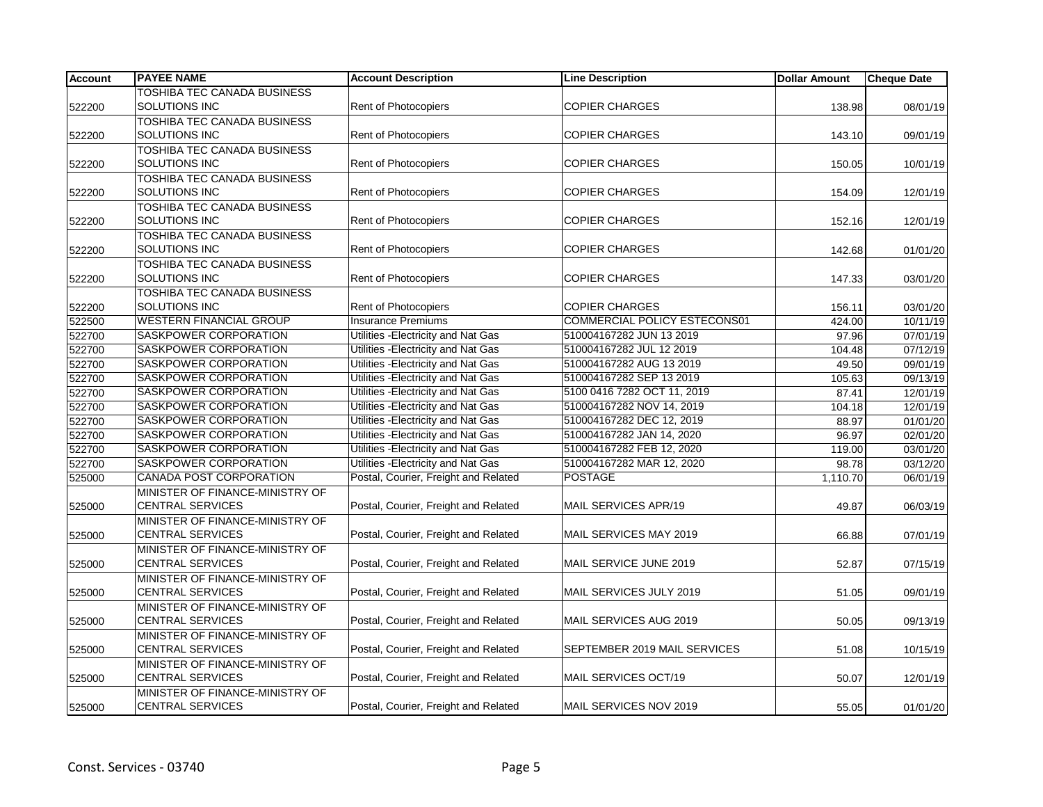| Account | PAYEE NAME | Account Description | Line Description | Dollar Amount | Cheque Date |
|---|---|---|---|---|---|
| 522200 | TOSHIBA TEC CANADA BUSINESS SOLUTIONS INC | Rent of Photocopiers | COPIER CHARGES | 138.98 | 08/01/19 |
| 522200 | TOSHIBA TEC CANADA BUSINESS SOLUTIONS INC | Rent of Photocopiers | COPIER CHARGES | 143.10 | 09/01/19 |
| 522200 | TOSHIBA TEC CANADA BUSINESS SOLUTIONS INC | Rent of Photocopiers | COPIER CHARGES | 150.05 | 10/01/19 |
| 522200 | TOSHIBA TEC CANADA BUSINESS SOLUTIONS INC | Rent of Photocopiers | COPIER CHARGES | 154.09 | 12/01/19 |
| 522200 | TOSHIBA TEC CANADA BUSINESS SOLUTIONS INC | Rent of Photocopiers | COPIER CHARGES | 152.16 | 12/01/19 |
| 522200 | TOSHIBA TEC CANADA BUSINESS SOLUTIONS INC | Rent of Photocopiers | COPIER CHARGES | 142.68 | 01/01/20 |
| 522200 | TOSHIBA TEC CANADA BUSINESS SOLUTIONS INC | Rent of Photocopiers | COPIER CHARGES | 147.33 | 03/01/20 |
| 522200 | TOSHIBA TEC CANADA BUSINESS SOLUTIONS INC | Rent of Photocopiers | COPIER CHARGES | 156.11 | 03/01/20 |
| 522500 | WESTERN FINANCIAL GROUP | Insurance Premiums | COMMERCIAL POLICY ESTECONS01 | 424.00 | 10/11/19 |
| 522700 | SASKPOWER CORPORATION | Utilities -Electricity and Nat Gas | 510004167282 JUN 13 2019 | 97.96 | 07/01/19 |
| 522700 | SASKPOWER CORPORATION | Utilities -Electricity and Nat Gas | 510004167282 JUL 12 2019 | 104.48 | 07/12/19 |
| 522700 | SASKPOWER CORPORATION | Utilities -Electricity and Nat Gas | 510004167282 AUG 13 2019 | 49.50 | 09/01/19 |
| 522700 | SASKPOWER CORPORATION | Utilities -Electricity and Nat Gas | 510004167282 SEP 13 2019 | 105.63 | 09/13/19 |
| 522700 | SASKPOWER CORPORATION | Utilities -Electricity and Nat Gas | 5100 0416 7282 OCT 11, 2019 | 87.41 | 12/01/19 |
| 522700 | SASKPOWER CORPORATION | Utilities -Electricity and Nat Gas | 510004167282 NOV 14, 2019 | 104.18 | 12/01/19 |
| 522700 | SASKPOWER CORPORATION | Utilities -Electricity and Nat Gas | 510004167282 DEC 12, 2019 | 88.97 | 01/01/20 |
| 522700 | SASKPOWER CORPORATION | Utilities -Electricity and Nat Gas | 510004167282 JAN 14, 2020 | 96.97 | 02/01/20 |
| 522700 | SASKPOWER CORPORATION | Utilities -Electricity and Nat Gas | 510004167282 FEB 12, 2020 | 119.00 | 03/01/20 |
| 522700 | SASKPOWER CORPORATION | Utilities -Electricity and Nat Gas | 510004167282 MAR 12, 2020 | 98.78 | 03/12/20 |
| 525000 | CANADA POST CORPORATION | Postal, Courier, Freight and Related | POSTAGE | 1,110.70 | 06/01/19 |
| 525000 | MINISTER OF FINANCE-MINISTRY OF CENTRAL SERVICES | Postal, Courier, Freight and Related | MAIL SERVICES APR/19 | 49.87 | 06/03/19 |
| 525000 | MINISTER OF FINANCE-MINISTRY OF CENTRAL SERVICES | Postal, Courier, Freight and Related | MAIL SERVICES MAY 2019 | 66.88 | 07/01/19 |
| 525000 | MINISTER OF FINANCE-MINISTRY OF CENTRAL SERVICES | Postal, Courier, Freight and Related | MAIL SERVICE JUNE 2019 | 52.87 | 07/15/19 |
| 525000 | MINISTER OF FINANCE-MINISTRY OF CENTRAL SERVICES | Postal, Courier, Freight and Related | MAIL SERVICES JULY 2019 | 51.05 | 09/01/19 |
| 525000 | MINISTER OF FINANCE-MINISTRY OF CENTRAL SERVICES | Postal, Courier, Freight and Related | MAIL SERVICES AUG 2019 | 50.05 | 09/13/19 |
| 525000 | MINISTER OF FINANCE-MINISTRY OF CENTRAL SERVICES | Postal, Courier, Freight and Related | SEPTEMBER 2019 MAIL SERVICES | 51.08 | 10/15/19 |
| 525000 | MINISTER OF FINANCE-MINISTRY OF CENTRAL SERVICES | Postal, Courier, Freight and Related | MAIL SERVICES OCT/19 | 50.07 | 12/01/19 |
| 525000 | MINISTER OF FINANCE-MINISTRY OF CENTRAL SERVICES | Postal, Courier, Freight and Related | MAIL SERVICES NOV 2019 | 55.05 | 01/01/20 |

Const. Services - 03740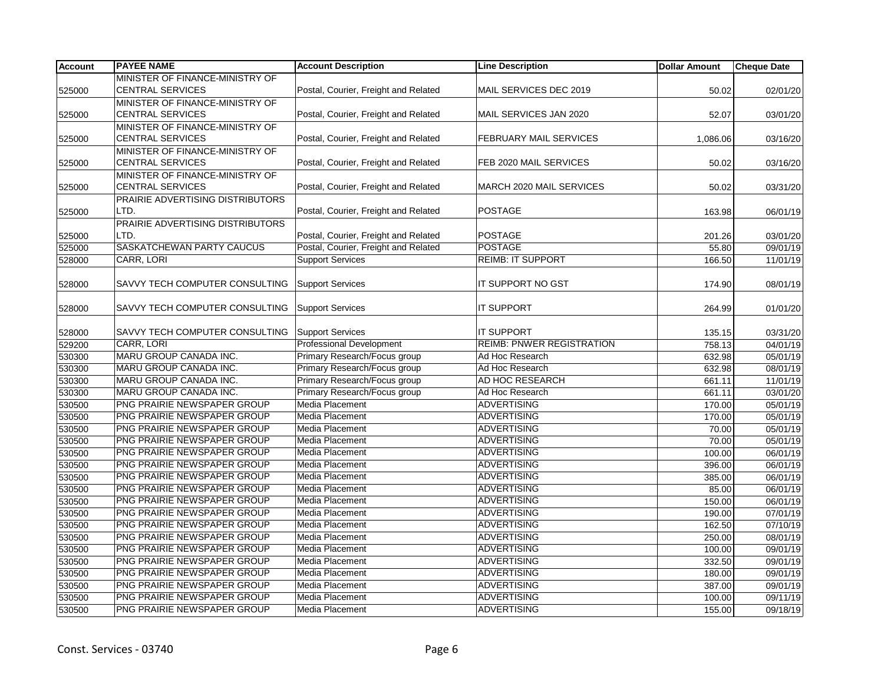| Account | PAYEE NAME | Account Description | Line Description | Dollar Amount | Cheque Date |
|---|---|---|---|---|---|
| 525000 | MINISTER OF FINANCE-MINISTRY OF CENTRAL SERVICES | Postal, Courier, Freight and Related | MAIL SERVICES DEC 2019 | 50.02 | 02/01/20 |
| 525000 | MINISTER OF FINANCE-MINISTRY OF CENTRAL SERVICES | Postal, Courier, Freight and Related | MAIL SERVICES JAN 2020 | 52.07 | 03/01/20 |
| 525000 | MINISTER OF FINANCE-MINISTRY OF CENTRAL SERVICES | Postal, Courier, Freight and Related | FEBRUARY MAIL SERVICES | 1,086.06 | 03/16/20 |
| 525000 | MINISTER OF FINANCE-MINISTRY OF CENTRAL SERVICES | Postal, Courier, Freight and Related | FEB 2020 MAIL SERVICES | 50.02 | 03/16/20 |
| 525000 | MINISTER OF FINANCE-MINISTRY OF CENTRAL SERVICES | Postal, Courier, Freight and Related | MARCH 2020 MAIL SERVICES | 50.02 | 03/31/20 |
| 525000 | PRAIRIE ADVERTISING DISTRIBUTORS LTD. | Postal, Courier, Freight and Related | POSTAGE | 163.98 | 06/01/19 |
| 525000 | PRAIRIE ADVERTISING DISTRIBUTORS LTD. | Postal, Courier, Freight and Related | POSTAGE | 201.26 | 03/01/20 |
| 525000 | SASKATCHEWAN PARTY CAUCUS | Postal, Courier, Freight and Related | POSTAGE | 55.80 | 09/01/19 |
| 528000 | CARR, LORI | Support Services | REIMB: IT SUPPORT | 166.50 | 11/01/19 |
| 528000 | SAVVY TECH COMPUTER CONSULTING | Support Services | IT SUPPORT NO GST | 174.90 | 08/01/19 |
| 528000 | SAVVY TECH COMPUTER CONSULTING | Support Services | IT SUPPORT | 264.99 | 01/01/20 |
| 528000 | SAVVY TECH COMPUTER CONSULTING | Support Services | IT SUPPORT | 135.15 | 03/31/20 |
| 529200 | CARR, LORI | Professional Development | REIMB: PNWER REGISTRATION | 758.13 | 04/01/19 |
| 530300 | MARU GROUP CANADA INC. | Primary Research/Focus group | Ad Hoc Research | 632.98 | 05/01/19 |
| 530300 | MARU GROUP CANADA INC. | Primary Research/Focus group | Ad Hoc Research | 632.98 | 08/01/19 |
| 530300 | MARU GROUP CANADA INC. | Primary Research/Focus group | AD HOC RESEARCH | 661.11 | 11/01/19 |
| 530300 | MARU GROUP CANADA INC. | Primary Research/Focus group | Ad Hoc Research | 661.11 | 03/01/20 |
| 530500 | PNG PRAIRIE NEWSPAPER GROUP | Media Placement | ADVERTISING | 170.00 | 05/01/19 |
| 530500 | PNG PRAIRIE NEWSPAPER GROUP | Media Placement | ADVERTISING | 170.00 | 05/01/19 |
| 530500 | PNG PRAIRIE NEWSPAPER GROUP | Media Placement | ADVERTISING | 70.00 | 05/01/19 |
| 530500 | PNG PRAIRIE NEWSPAPER GROUP | Media Placement | ADVERTISING | 70.00 | 05/01/19 |
| 530500 | PNG PRAIRIE NEWSPAPER GROUP | Media Placement | ADVERTISING | 100.00 | 06/01/19 |
| 530500 | PNG PRAIRIE NEWSPAPER GROUP | Media Placement | ADVERTISING | 396.00 | 06/01/19 |
| 530500 | PNG PRAIRIE NEWSPAPER GROUP | Media Placement | ADVERTISING | 385.00 | 06/01/19 |
| 530500 | PNG PRAIRIE NEWSPAPER GROUP | Media Placement | ADVERTISING | 85.00 | 06/01/19 |
| 530500 | PNG PRAIRIE NEWSPAPER GROUP | Media Placement | ADVERTISING | 150.00 | 06/01/19 |
| 530500 | PNG PRAIRIE NEWSPAPER GROUP | Media Placement | ADVERTISING | 190.00 | 07/01/19 |
| 530500 | PNG PRAIRIE NEWSPAPER GROUP | Media Placement | ADVERTISING | 162.50 | 07/10/19 |
| 530500 | PNG PRAIRIE NEWSPAPER GROUP | Media Placement | ADVERTISING | 250.00 | 08/01/19 |
| 530500 | PNG PRAIRIE NEWSPAPER GROUP | Media Placement | ADVERTISING | 100.00 | 09/01/19 |
| 530500 | PNG PRAIRIE NEWSPAPER GROUP | Media Placement | ADVERTISING | 332.50 | 09/01/19 |
| 530500 | PNG PRAIRIE NEWSPAPER GROUP | Media Placement | ADVERTISING | 180.00 | 09/01/19 |
| 530500 | PNG PRAIRIE NEWSPAPER GROUP | Media Placement | ADVERTISING | 387.00 | 09/01/19 |
| 530500 | PNG PRAIRIE NEWSPAPER GROUP | Media Placement | ADVERTISING | 100.00 | 09/11/19 |
| 530500 | PNG PRAIRIE NEWSPAPER GROUP | Media Placement | ADVERTISING | 155.00 | 09/18/19 |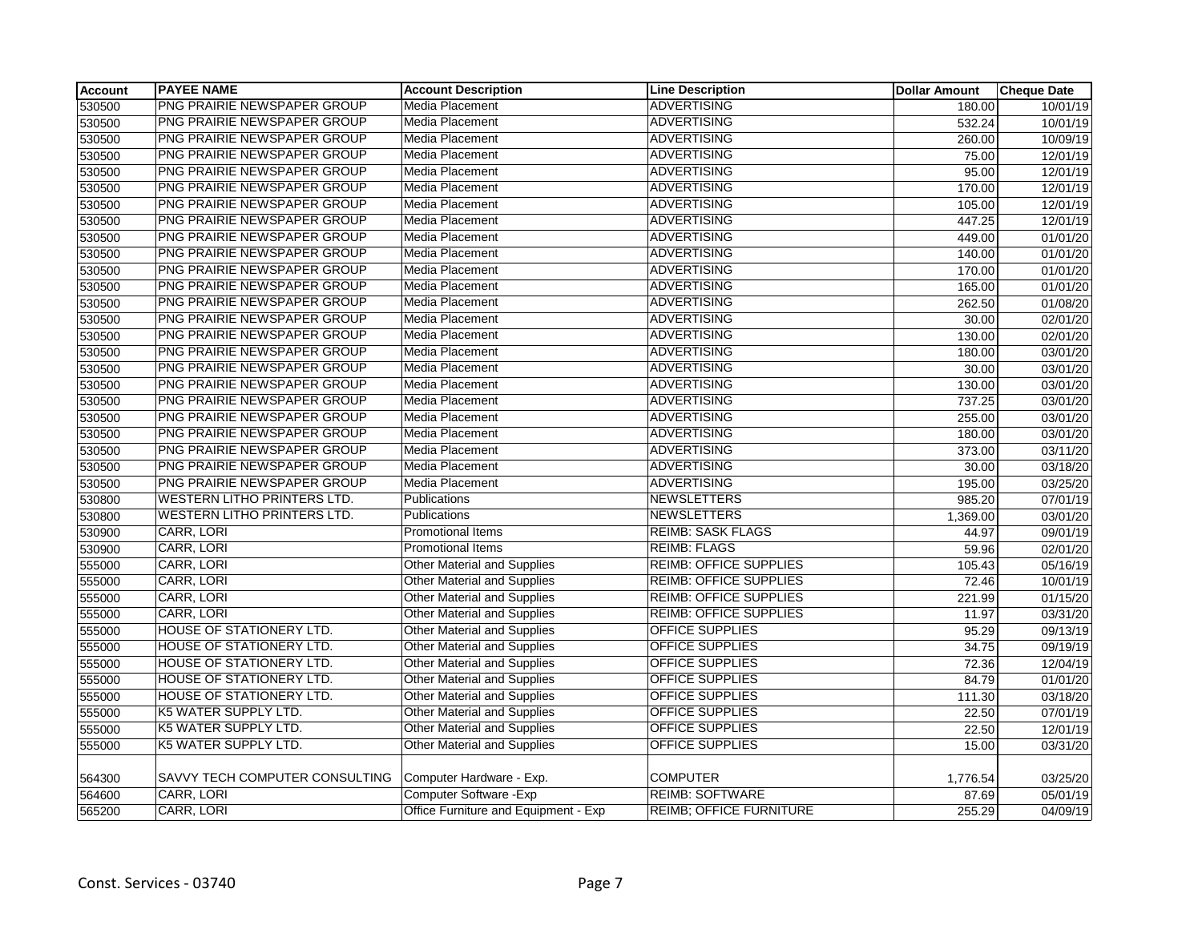| Account | PAYEE NAME | Account Description | Line Description | Dollar Amount | Cheque Date |
|---|---|---|---|---|---|
| 530500 | PNG PRAIRIE NEWSPAPER GROUP | Media Placement | ADVERTISING | 180.00 | 10/01/19 |
| 530500 | PNG PRAIRIE NEWSPAPER GROUP | Media Placement | ADVERTISING | 532.24 | 10/01/19 |
| 530500 | PNG PRAIRIE NEWSPAPER GROUP | Media Placement | ADVERTISING | 260.00 | 10/09/19 |
| 530500 | PNG PRAIRIE NEWSPAPER GROUP | Media Placement | ADVERTISING | 75.00 | 12/01/19 |
| 530500 | PNG PRAIRIE NEWSPAPER GROUP | Media Placement | ADVERTISING | 95.00 | 12/01/19 |
| 530500 | PNG PRAIRIE NEWSPAPER GROUP | Media Placement | ADVERTISING | 170.00 | 12/01/19 |
| 530500 | PNG PRAIRIE NEWSPAPER GROUP | Media Placement | ADVERTISING | 105.00 | 12/01/19 |
| 530500 | PNG PRAIRIE NEWSPAPER GROUP | Media Placement | ADVERTISING | 447.25 | 12/01/19 |
| 530500 | PNG PRAIRIE NEWSPAPER GROUP | Media Placement | ADVERTISING | 449.00 | 01/01/20 |
| 530500 | PNG PRAIRIE NEWSPAPER GROUP | Media Placement | ADVERTISING | 140.00 | 01/01/20 |
| 530500 | PNG PRAIRIE NEWSPAPER GROUP | Media Placement | ADVERTISING | 170.00 | 01/01/20 |
| 530500 | PNG PRAIRIE NEWSPAPER GROUP | Media Placement | ADVERTISING | 165.00 | 01/01/20 |
| 530500 | PNG PRAIRIE NEWSPAPER GROUP | Media Placement | ADVERTISING | 262.50 | 01/08/20 |
| 530500 | PNG PRAIRIE NEWSPAPER GROUP | Media Placement | ADVERTISING | 30.00 | 02/01/20 |
| 530500 | PNG PRAIRIE NEWSPAPER GROUP | Media Placement | ADVERTISING | 130.00 | 02/01/20 |
| 530500 | PNG PRAIRIE NEWSPAPER GROUP | Media Placement | ADVERTISING | 180.00 | 03/01/20 |
| 530500 | PNG PRAIRIE NEWSPAPER GROUP | Media Placement | ADVERTISING | 30.00 | 03/01/20 |
| 530500 | PNG PRAIRIE NEWSPAPER GROUP | Media Placement | ADVERTISING | 130.00 | 03/01/20 |
| 530500 | PNG PRAIRIE NEWSPAPER GROUP | Media Placement | ADVERTISING | 737.25 | 03/01/20 |
| 530500 | PNG PRAIRIE NEWSPAPER GROUP | Media Placement | ADVERTISING | 255.00 | 03/01/20 |
| 530500 | PNG PRAIRIE NEWSPAPER GROUP | Media Placement | ADVERTISING | 180.00 | 03/01/20 |
| 530500 | PNG PRAIRIE NEWSPAPER GROUP | Media Placement | ADVERTISING | 373.00 | 03/11/20 |
| 530500 | PNG PRAIRIE NEWSPAPER GROUP | Media Placement | ADVERTISING | 30.00 | 03/18/20 |
| 530500 | PNG PRAIRIE NEWSPAPER GROUP | Media Placement | ADVERTISING | 195.00 | 03/25/20 |
| 530800 | WESTERN LITHO PRINTERS LTD. | Publications | NEWSLETTERS | 985.20 | 07/01/19 |
| 530800 | WESTERN LITHO PRINTERS LTD. | Publications | NEWSLETTERS | 1,369.00 | 03/01/20 |
| 530900 | CARR, LORI | Promotional Items | REIMB: SASK FLAGS | 44.97 | 09/01/19 |
| 530900 | CARR, LORI | Promotional Items | REIMB: FLAGS | 59.96 | 02/01/20 |
| 555000 | CARR, LORI | Other Material and Supplies | REIMB: OFFICE SUPPLIES | 105.43 | 05/16/19 |
| 555000 | CARR, LORI | Other Material and Supplies | REIMB: OFFICE SUPPLIES | 72.46 | 10/01/19 |
| 555000 | CARR, LORI | Other Material and Supplies | REIMB: OFFICE SUPPLIES | 221.99 | 01/15/20 |
| 555000 | CARR, LORI | Other Material and Supplies | REIMB: OFFICE SUPPLIES | 11.97 | 03/31/20 |
| 555000 | HOUSE OF STATIONERY LTD. | Other Material and Supplies | OFFICE SUPPLIES | 95.29 | 09/13/19 |
| 555000 | HOUSE OF STATIONERY LTD. | Other Material and Supplies | OFFICE SUPPLIES | 34.75 | 09/19/19 |
| 555000 | HOUSE OF STATIONERY LTD. | Other Material and Supplies | OFFICE SUPPLIES | 72.36 | 12/04/19 |
| 555000 | HOUSE OF STATIONERY LTD. | Other Material and Supplies | OFFICE SUPPLIES | 84.79 | 01/01/20 |
| 555000 | HOUSE OF STATIONERY LTD. | Other Material and Supplies | OFFICE SUPPLIES | 111.30 | 03/18/20 |
| 555000 | K5 WATER SUPPLY LTD. | Other Material and Supplies | OFFICE SUPPLIES | 22.50 | 07/01/19 |
| 555000 | K5 WATER SUPPLY LTD. | Other Material and Supplies | OFFICE SUPPLIES | 22.50 | 12/01/19 |
| 555000 | K5 WATER SUPPLY LTD. | Other Material and Supplies | OFFICE SUPPLIES | 15.00 | 03/31/20 |
| 564300 | SAVVY TECH COMPUTER CONSULTING | Computer Hardware - Exp. | COMPUTER | 1,776.54 | 03/25/20 |
| 564600 | CARR, LORI | Computer Software -Exp | REIMB: SOFTWARE | 87.69 | 05/01/19 |
| 565200 | CARR, LORI | Office Furniture and Equipment - Exp | REIMB; OFFICE FURNITURE | 255.29 | 04/09/19 |

Const. Services - 03740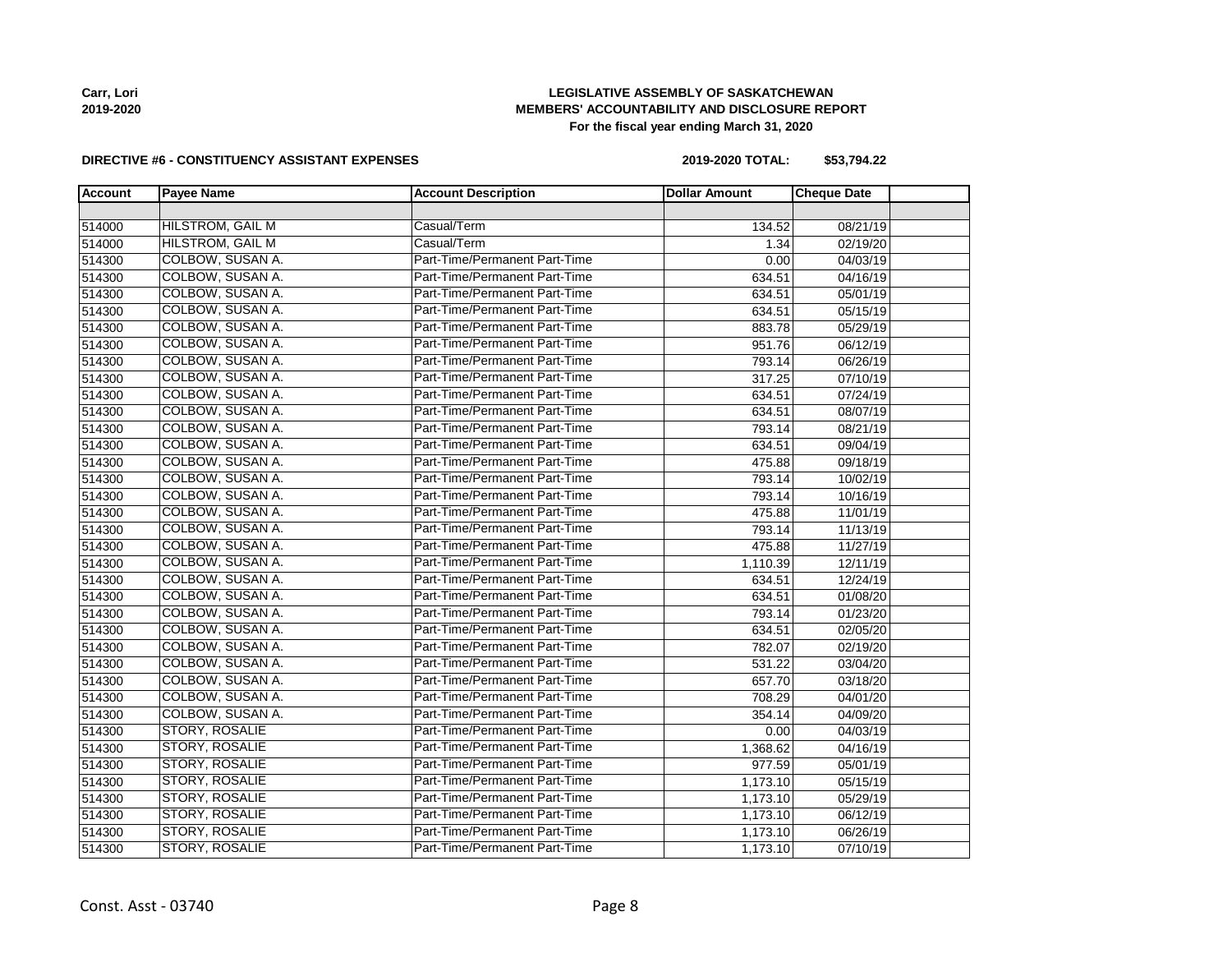**LEGISLATIVE ASSEMBLY OF SASKATCHEWAN**
**MEMBERS' ACCOUNTABILITY AND DISCLOSURE REPORT**
**For the fiscal year ending March 31, 2020**

**Carr, Lori**
**2019-2020**

**DIRECTIVE #6 - CONSTITUENCY ASSISTANT EXPENSES**

**2019-2020 TOTAL: $53,794.22**

| Account | Payee Name | Account Description | Dollar Amount | Cheque Date | |
|---|---|---|---|---|---|
| | | | | | |
| 514000 | HILSTROM, GAIL M | Casual/Term | 134.52 | 08/21/19 | |
| 514000 | HILSTROM, GAIL M | Casual/Term | 1.34 | 02/19/20 | |
| 514300 | COLBOW, SUSAN A. | Part-Time/Permanent Part-Time | 0.00 | 04/03/19 | |
| 514300 | COLBOW, SUSAN A. | Part-Time/Permanent Part-Time | 634.51 | 04/16/19 | |
| 514300 | COLBOW, SUSAN A. | Part-Time/Permanent Part-Time | 634.51 | 05/01/19 | |
| 514300 | COLBOW, SUSAN A. | Part-Time/Permanent Part-Time | 634.51 | 05/15/19 | |
| 514300 | COLBOW, SUSAN A. | Part-Time/Permanent Part-Time | 883.78 | 05/29/19 | |
| 514300 | COLBOW, SUSAN A. | Part-Time/Permanent Part-Time | 951.76 | 06/12/19 | |
| 514300 | COLBOW, SUSAN A. | Part-Time/Permanent Part-Time | 793.14 | 06/26/19 | |
| 514300 | COLBOW, SUSAN A. | Part-Time/Permanent Part-Time | 317.25 | 07/10/19 | |
| 514300 | COLBOW, SUSAN A. | Part-Time/Permanent Part-Time | 634.51 | 07/24/19 | |
| 514300 | COLBOW, SUSAN A. | Part-Time/Permanent Part-Time | 634.51 | 08/07/19 | |
| 514300 | COLBOW, SUSAN A. | Part-Time/Permanent Part-Time | 793.14 | 08/21/19 | |
| 514300 | COLBOW, SUSAN A. | Part-Time/Permanent Part-Time | 634.51 | 09/04/19 | |
| 514300 | COLBOW, SUSAN A. | Part-Time/Permanent Part-Time | 475.88 | 09/18/19 | |
| 514300 | COLBOW, SUSAN A. | Part-Time/Permanent Part-Time | 793.14 | 10/02/19 | |
| 514300 | COLBOW, SUSAN A. | Part-Time/Permanent Part-Time | 793.14 | 10/16/19 | |
| 514300 | COLBOW, SUSAN A. | Part-Time/Permanent Part-Time | 475.88 | 11/01/19 | |
| 514300 | COLBOW, SUSAN A. | Part-Time/Permanent Part-Time | 793.14 | 11/13/19 | |
| 514300 | COLBOW, SUSAN A. | Part-Time/Permanent Part-Time | 475.88 | 11/27/19 | |
| 514300 | COLBOW, SUSAN A. | Part-Time/Permanent Part-Time | 1,110.39 | 12/11/19 | |
| 514300 | COLBOW, SUSAN A. | Part-Time/Permanent Part-Time | 634.51 | 12/24/19 | |
| 514300 | COLBOW, SUSAN A. | Part-Time/Permanent Part-Time | 634.51 | 01/08/20 | |
| 514300 | COLBOW, SUSAN A. | Part-Time/Permanent Part-Time | 793.14 | 01/23/20 | |
| 514300 | COLBOW, SUSAN A. | Part-Time/Permanent Part-Time | 634.51 | 02/05/20 | |
| 514300 | COLBOW, SUSAN A. | Part-Time/Permanent Part-Time | 782.07 | 02/19/20 | |
| 514300 | COLBOW, SUSAN A. | Part-Time/Permanent Part-Time | 531.22 | 03/04/20 | |
| 514300 | COLBOW, SUSAN A. | Part-Time/Permanent Part-Time | 657.70 | 03/18/20 | |
| 514300 | COLBOW, SUSAN A. | Part-Time/Permanent Part-Time | 708.29 | 04/01/20 | |
| 514300 | COLBOW, SUSAN A. | Part-Time/Permanent Part-Time | 354.14 | 04/09/20 | |
| 514300 | STORY, ROSALIE | Part-Time/Permanent Part-Time | 0.00 | 04/03/19 | |
| 514300 | STORY, ROSALIE | Part-Time/Permanent Part-Time | 1,368.62 | 04/16/19 | |
| 514300 | STORY, ROSALIE | Part-Time/Permanent Part-Time | 977.59 | 05/01/19 | |
| 514300 | STORY, ROSALIE | Part-Time/Permanent Part-Time | 1,173.10 | 05/15/19 | |
| 514300 | STORY, ROSALIE | Part-Time/Permanent Part-Time | 1,173.10 | 05/29/19 | |
| 514300 | STORY, ROSALIE | Part-Time/Permanent Part-Time | 1,173.10 | 06/12/19 | |
| 514300 | STORY, ROSALIE | Part-Time/Permanent Part-Time | 1,173.10 | 06/26/19 | |
| 514300 | STORY, ROSALIE | Part-Time/Permanent Part-Time | 1,173.10 | 07/10/19 | |

Const. Asst - 03740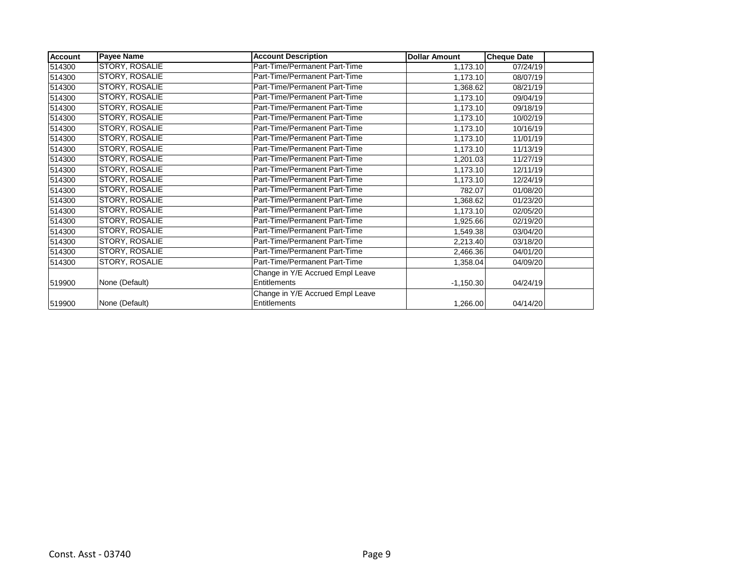| Account | Payee Name | Account Description | Dollar Amount | Cheque Date |
|---|---|---|---|---|
| 514300 | STORY, ROSALIE | Part-Time/Permanent Part-Time | 1,173.10 | 07/24/19 |
| 514300 | STORY, ROSALIE | Part-Time/Permanent Part-Time | 1,173.10 | 08/07/19 |
| 514300 | STORY, ROSALIE | Part-Time/Permanent Part-Time | 1,368.62 | 08/21/19 |
| 514300 | STORY, ROSALIE | Part-Time/Permanent Part-Time | 1,173.10 | 09/04/19 |
| 514300 | STORY, ROSALIE | Part-Time/Permanent Part-Time | 1,173.10 | 09/18/19 |
| 514300 | STORY, ROSALIE | Part-Time/Permanent Part-Time | 1,173.10 | 10/02/19 |
| 514300 | STORY, ROSALIE | Part-Time/Permanent Part-Time | 1,173.10 | 10/16/19 |
| 514300 | STORY, ROSALIE | Part-Time/Permanent Part-Time | 1,173.10 | 11/01/19 |
| 514300 | STORY, ROSALIE | Part-Time/Permanent Part-Time | 1,173.10 | 11/13/19 |
| 514300 | STORY, ROSALIE | Part-Time/Permanent Part-Time | 1,201.03 | 11/27/19 |
| 514300 | STORY, ROSALIE | Part-Time/Permanent Part-Time | 1,173.10 | 12/11/19 |
| 514300 | STORY, ROSALIE | Part-Time/Permanent Part-Time | 1,173.10 | 12/24/19 |
| 514300 | STORY, ROSALIE | Part-Time/Permanent Part-Time | 782.07 | 01/08/20 |
| 514300 | STORY, ROSALIE | Part-Time/Permanent Part-Time | 1,368.62 | 01/23/20 |
| 514300 | STORY, ROSALIE | Part-Time/Permanent Part-Time | 1,173.10 | 02/05/20 |
| 514300 | STORY, ROSALIE | Part-Time/Permanent Part-Time | 1,925.66 | 02/19/20 |
| 514300 | STORY, ROSALIE | Part-Time/Permanent Part-Time | 1,549.38 | 03/04/20 |
| 514300 | STORY, ROSALIE | Part-Time/Permanent Part-Time | 2,213.40 | 03/18/20 |
| 514300 | STORY, ROSALIE | Part-Time/Permanent Part-Time | 2,466.36 | 04/01/20 |
| 514300 | STORY, ROSALIE | Part-Time/Permanent Part-Time | 1,358.04 | 04/09/20 |
| 519900 | None (Default) | Change in Y/E Accrued Empl Leave Entitlements | -1,150.30 | 04/24/19 |
| 519900 | None (Default) | Change in Y/E Accrued Empl Leave Entitlements | 1,266.00 | 04/14/20 |